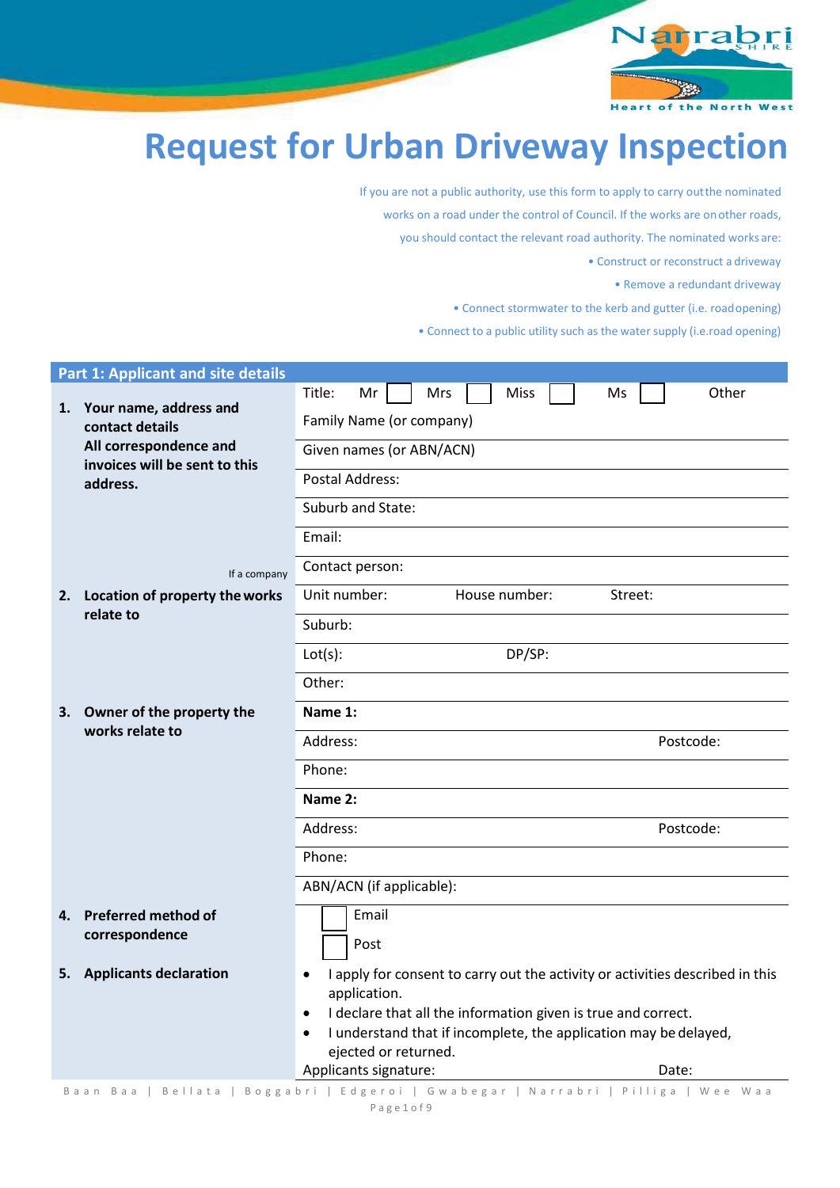# Request for Urban Driveway Inspection

If you are not a public authority, use this form to apply to carry out the nominated works on a road under the control of Council. If the works are on other roads, you should contact the relevant road authority. The nominated works are:

- Construct or reconstruct a driveway
- Remove a redundant driveway
- Connect stormwater to the kerb and gutter (i.e. road opening)
- Connect to a public utility such as the water supply (i.e. road opening)

| Part 1: Applicant and site details | |
|---|---|
| **1. Your name, address and contact details** **All correspondence and invoices will be sent to this address.** | Title: Mr ☐ Mrs ☐ Miss ☐ Ms ☐ Other |
| | Family Name (or company) |
| | Given names (or ABN/ACN) |
| | Postal Address: |
| | Suburb and State: |
| | Email: |
| If a company | Contact person: |
| **2. Location of property the works relate to** | Unit number: House number: Street: |
| | Suburb: |
| | Lot(s): DP/SP: |
| | Other: |
| **3. Owner of the property the works relate to** | **Name 1:** |
| | Address: Postcode: |
| | Phone: |
| | **Name 2:** |
| | Address: Postcode: |
| | Phone: |
| | ABN/ACN (if applicable): |
| **4. Preferred method of correspondence** | ☐ Email<br>☐ Post |
| **5. Applicants declaration** | • I apply for consent to carry out the activity or activities described in this application.<br>• I declare that all the information given is true and correct.<br>• I understand that if incomplete, the application may be delayed, ejected or returned.<br>Applicants signature: Date: |

Baan Baa | Bellata | Boggabri | Edgeroi | Gwabegar | Narrabri | Pilliga | Wee Waa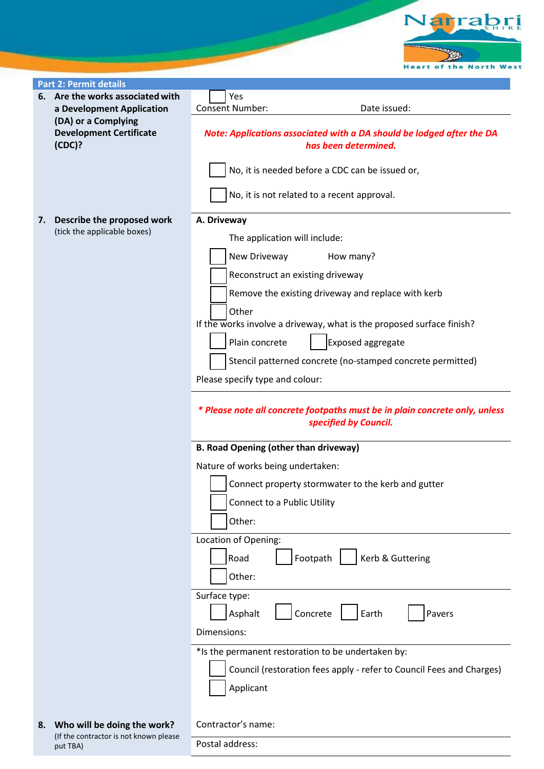## Part 2: Permit details

**6. Are the works associated with a Development Application (DA) or a Complying Development Certificate (CDC)?**

☐ Yes

Consent Number: Date issued:

***Note: Applications associated with a DA should be lodged after the DA has been determined.***

☐ No, it is needed before a CDC can be issued or,

☐ No, it is not related to a recent approval.

**7. Describe the proposed work**
(tick the applicable boxes)

**A. Driveway**

The application will include:

☐ New Driveway How many?

☐ Reconstruct an existing driveway

☐ Remove the existing driveway and replace with kerb

☐ Other

If the works involve a driveway, what is the proposed surface finish?

☐ Plain concrete ☐ Exposed aggregate

☐ Stencil patterned concrete (no-stamped concrete permitted)

Please specify type and colour:

***\* Please note all concrete footpaths must be in plain concrete only, unless specified by Council.***

**B. Road Opening (other than driveway)**

Nature of works being undertaken:

☐ Connect property stormwater to the kerb and gutter

☐ Connect to a Public Utility

☐ Other:

Location of Opening:

☐ Road ☐ Footpath ☐ Kerb & Guttering

☐ Other:

Surface type:

☐ Asphalt ☐ Concrete ☐ Earth ☐ Pavers

Dimensions:

*Is the permanent restoration to be undertaken by:

☐ Council (restoration fees apply - refer to Council Fees and Charges)

☐ Applicant

**8. Who will be doing the work?**
(If the contractor is not known please put TBA)

Contractor's name:

Postal address: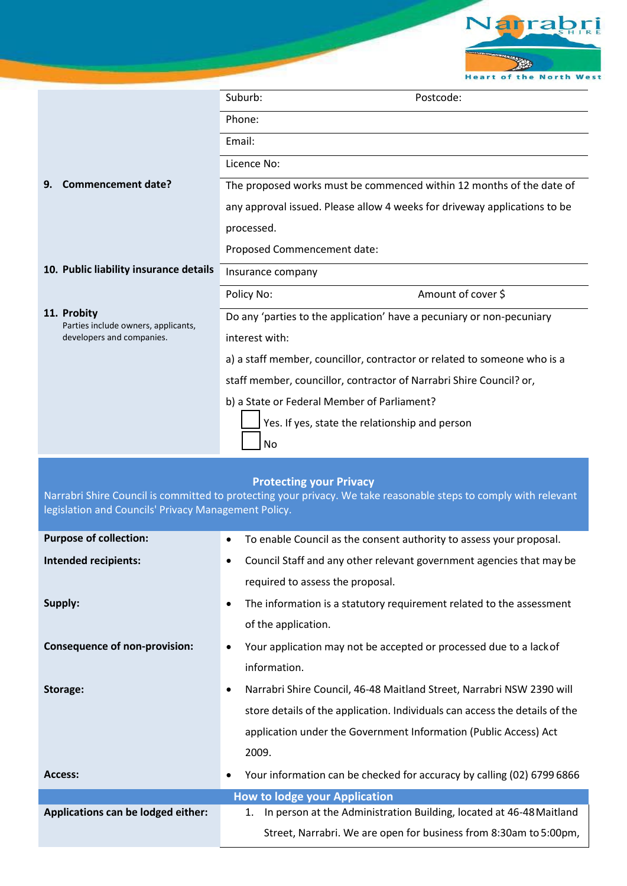| | |
|---|---|
| | Suburb: Postcode: |
| | Phone: |
| | Email: |
| | Licence No: |
| **9. Commencement date?** | The proposed works must be commenced within 12 months of the date of any approval issued. Please allow 4 weeks for driveway applications to be processed. |
| | Proposed Commencement date: |
| **10. Public liability insurance details** | Insurance company |
| | Policy No: Amount of cover $ |
| **11. Probity** Parties include owners, applicants, developers and companies. | Do any 'parties to the application' have a pecuniary or non-pecuniary interest with: a) a staff member, councillor, contractor or related to someone who is a staff member, councillor, contractor of Narrabri Shire Council? or, b) a State or Federal Member of Parliament? ☐ Yes. If yes, state the relationship and person ☐ No |

## Protecting your Privacy

Narrabri Shire Council is committed to protecting your privacy. We take reasonable steps to comply with relevant legislation and Councils' Privacy Management Policy.

| | |
|---|---|
| **Purpose of collection:** | • To enable Council as the consent authority to assess your proposal. |
| **Intended recipients:** | • Council Staff and any other relevant government agencies that may be required to assess the proposal. |
| **Supply:** | • The information is a statutory requirement related to the assessment of the application. |
| **Consequence of non-provision:** | • Your application may not be accepted or processed due to a lack of information. |
| **Storage:** | • Narrabri Shire Council, 46-48 Maitland Street, Narrabri NSW 2390 will store details of the application. Individuals can access the details of the application under the Government Information (Public Access) Act 2009. |
| **Access:** | • Your information can be checked for accuracy by calling (02) 6799 6866 |

## How to lodge your Application

| | |
|---|---|
| **Applications can be lodged either:** | 1. In person at the Administration Building, located at 46-48 Maitland Street, Narrabri. We are open for business from 8:30am to 5:00pm, |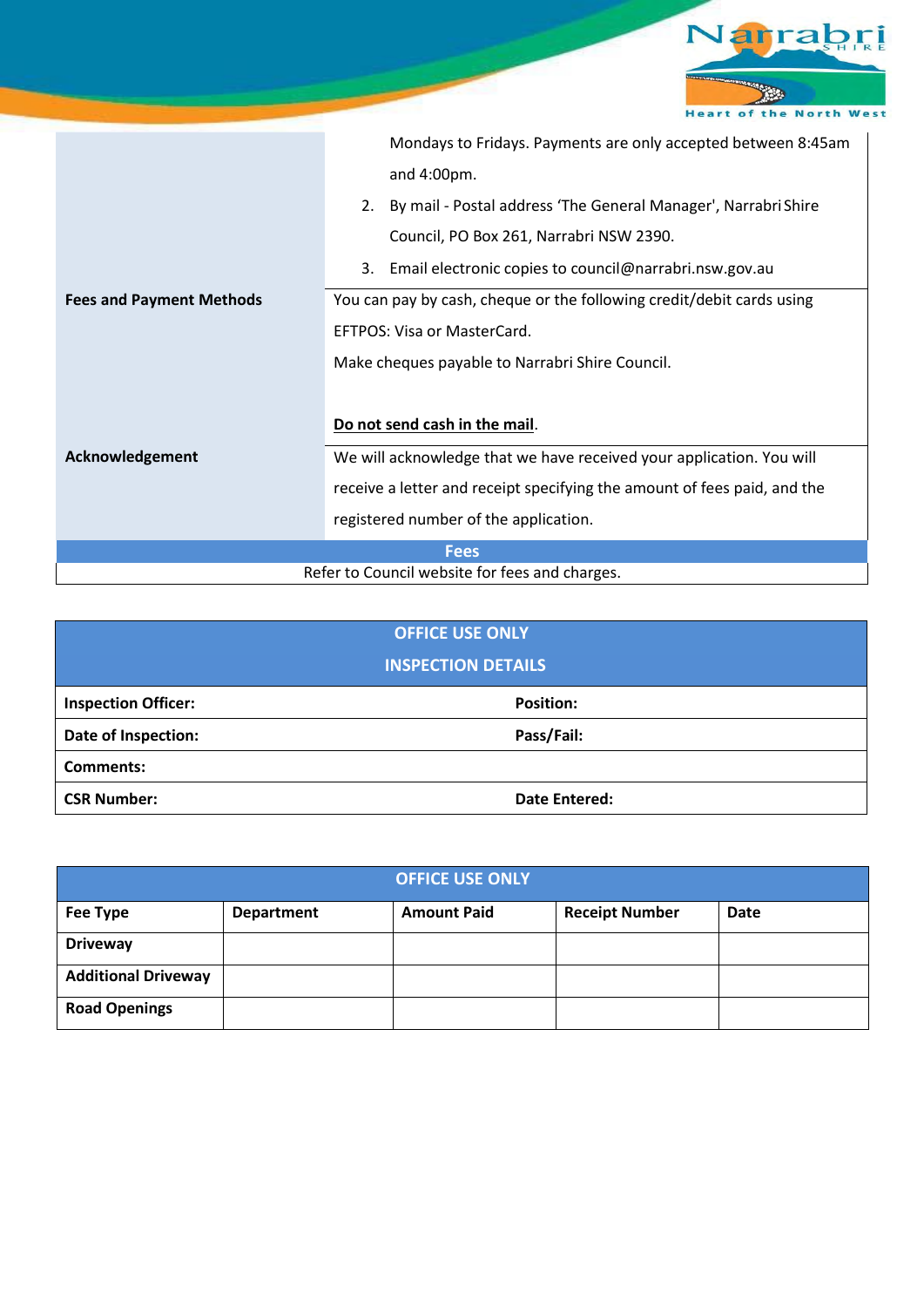| | |
|---|---|
| | Mondays to Fridays. Payments are only accepted between 8:45am and 4:00pm.<br>2. By mail - Postal address 'The General Manager', Narrabri Shire Council, PO Box 261, Narrabri NSW 2390.<br>3. Email electronic copies to council@narrabri.nsw.gov.au |
| **Fees and Payment Methods** | You can pay by cash, cheque or the following credit/debit cards using EFTPOS: Visa or MasterCard.<br>Make cheques payable to Narrabri Shire Council.<br><br>**Do not send cash in the mail**. |
| **Acknowledgement** | We will acknowledge that we have received your application. You will receive a letter and receipt specifying the amount of fees paid, and the registered number of the application. |

| **Fees** |
|---|
| Refer to Council website for fees and charges. |

| **OFFICE USE ONLY**<br>**INSPECTION DETAILS** | |
|---|---|
| **Inspection Officer:** | **Position:** |
| **Date of Inspection:** | **Pass/Fail:** |
| **Comments:** | |
| **CSR Number:** | **Date Entered:** |

| **OFFICE USE ONLY** | | | | |
|---|---|---|---|---|
| **Fee Type** | **Department** | **Amount Paid** | **Receipt Number** | **Date** |
| **Driveway** | | | | |
| **Additional Driveway** | | | | |
| **Road Openings** | | | | |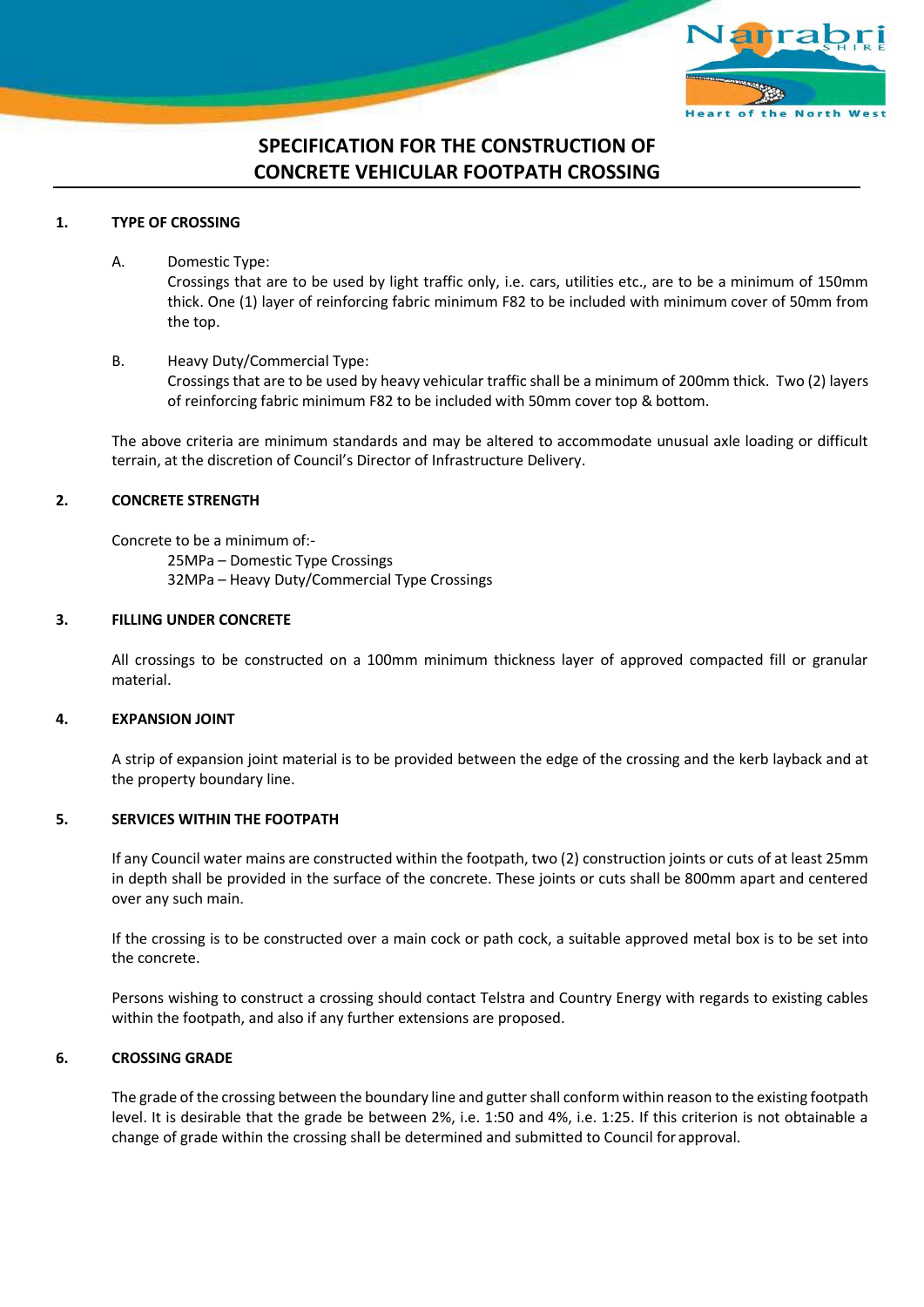# SPECIFICATION FOR THE CONSTRUCTION OF CONCRETE VEHICULAR FOOTPATH CROSSING

## 1. TYPE OF CROSSING

A. Domestic Type:
Crossings that are to be used by light traffic only, i.e. cars, utilities etc., are to be a minimum of 150mm thick. One (1) layer of reinforcing fabric minimum F82 to be included with minimum cover of 50mm from the top.

B. Heavy Duty/Commercial Type:
Crossings that are to be used by heavy vehicular traffic shall be a minimum of 200mm thick. Two (2) layers of reinforcing fabric minimum F82 to be included with 50mm cover top & bottom.

The above criteria are minimum standards and may be altered to accommodate unusual axle loading or difficult terrain, at the discretion of Council's Director of Infrastructure Delivery.

## 2. CONCRETE STRENGTH

Concrete to be a minimum of:-

25MPa – Domestic Type Crossings
32MPa – Heavy Duty/Commercial Type Crossings

## 3. FILLING UNDER CONCRETE

All crossings to be constructed on a 100mm minimum thickness layer of approved compacted fill or granular material.

## 4. EXPANSION JOINT

A strip of expansion joint material is to be provided between the edge of the crossing and the kerb layback and at the property boundary line.

## 5. SERVICES WITHIN THE FOOTPATH

If any Council water mains are constructed within the footpath, two (2) construction joints or cuts of at least 25mm in depth shall be provided in the surface of the concrete. These joints or cuts shall be 800mm apart and centered over any such main.

If the crossing is to be constructed over a main cock or path cock, a suitable approved metal box is to be set into the concrete.

Persons wishing to construct a crossing should contact Telstra and Country Energy with regards to existing cables within the footpath, and also if any further extensions are proposed.

## 6. CROSSING GRADE

The grade of the crossing between the boundary line and gutter shall conform within reason to the existing footpath level. It is desirable that the grade be between 2%, i.e. 1:50 and 4%, i.e. 1:25. If this criterion is not obtainable a change of grade within the crossing shall be determined and submitted to Council for approval.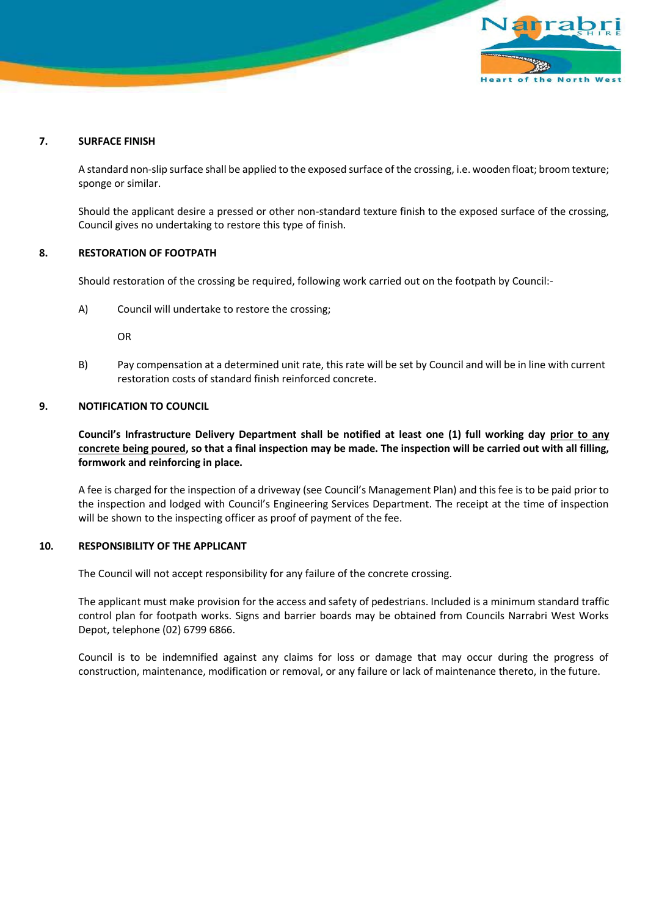## 7. SURFACE FINISH

A standard non-slip surface shall be applied to the exposed surface of the crossing, i.e. wooden float; broom texture; sponge or similar.

Should the applicant desire a pressed or other non-standard texture finish to the exposed surface of the crossing, Council gives no undertaking to restore this type of finish.

## 8. RESTORATION OF FOOTPATH

Should restoration of the crossing be required, following work carried out on the footpath by Council:-

A) Council will undertake to restore the crossing;

OR

B) Pay compensation at a determined unit rate, this rate will be set by Council and will be in line with current restoration costs of standard finish reinforced concrete.

## 9. NOTIFICATION TO COUNCIL

**Council's Infrastructure Delivery Department shall be notified at least one (1) full working day <u>prior to any concrete being poured</u>, so that a final inspection may be made. The inspection will be carried out with all filling, formwork and reinforcing in place.**

A fee is charged for the inspection of a driveway (see Council's Management Plan) and this fee is to be paid prior to the inspection and lodged with Council's Engineering Services Department. The receipt at the time of inspection will be shown to the inspecting officer as proof of payment of the fee.

## 10. RESPONSIBILITY OF THE APPLICANT

The Council will not accept responsibility for any failure of the concrete crossing.

The applicant must make provision for the access and safety of pedestrians. Included is a minimum standard traffic control plan for footpath works. Signs and barrier boards may be obtained from Councils Narrabri West Works Depot, telephone (02) 6799 6866.

Council is to be indemnified against any claims for loss or damage that may occur during the progress of construction, maintenance, modification or removal, or any failure or lack of maintenance thereto, in the future.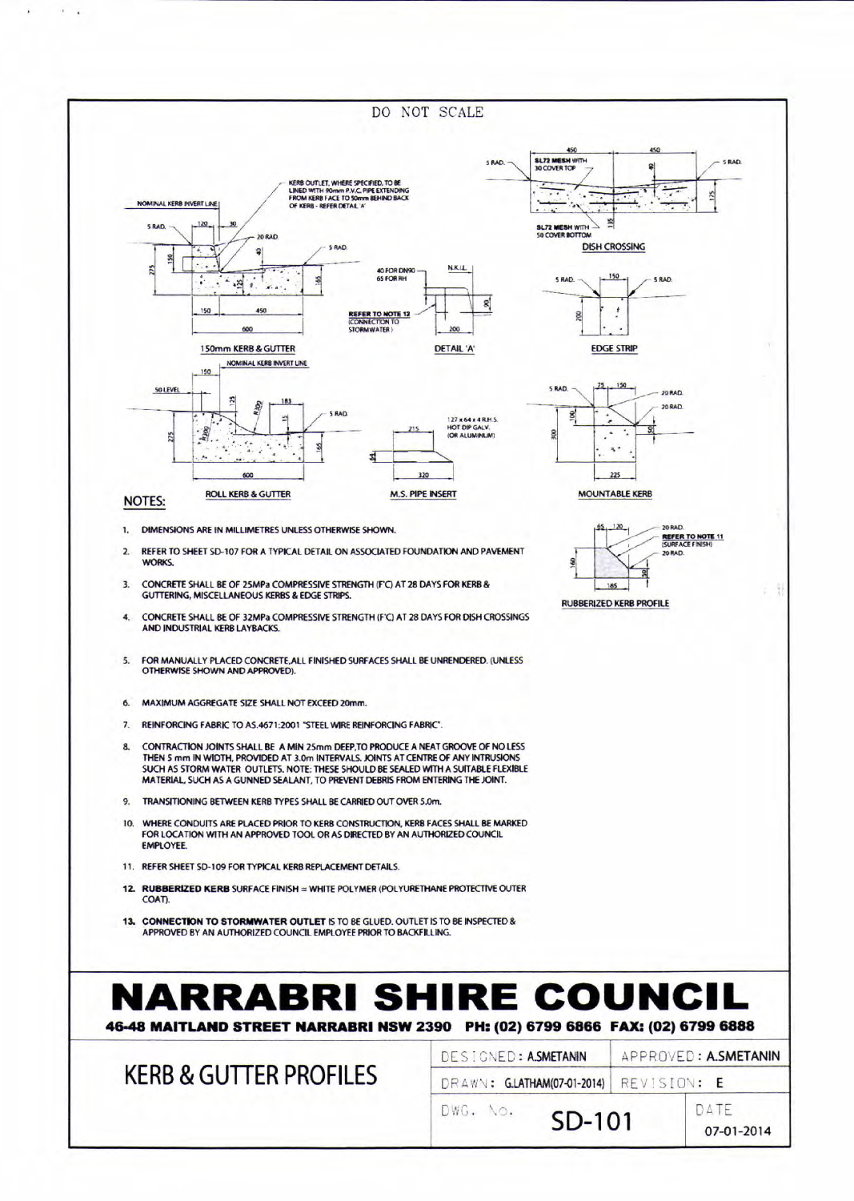DO NOT SCALE

KERB OUTLET, WHERE SPECIFIED, TO BE LINED WITH 90mm P.V.C. PIPE EXTENDING FROM KERB FACE TO 50mm BEHIND BACK OF KERB - REFER DETAIL 'A'

NOMINAL KERB INVERT LINE

150mm KERB & GUTTER

40 FOR DN90
65 FOR RH

REFER TO NOTE 12 (CONNECTION TO STORMWATER)

DETAIL 'A'

SL72 MESH WITH 30 COVER TOP

SL72 MESH WITH 50 COVER BOTTOM

DISH CROSSING

EDGE STRIP

ROLL KERB & GUTTER

127 x 64 x 4 R.H.S. HOT DIP GALV. (OR ALUMINIUM)

M.S. PIPE INSERT

MOUNTABLE KERB

REFER TO NOTE 11 (SURFACE FINISH)

RUBBERIZED KERB PROFILE

## NOTES:

1. DIMENSIONS ARE IN MILLIMETRES UNLESS OTHERWISE SHOWN.
2. REFER TO SHEET SD-107 FOR A TYPICAL DETAIL ON ASSOCIATED FOUNDATION AND PAVEMENT WORKS.
3. CONCRETE SHALL BE OF 25MPa COMPRESSIVE STRENGTH (F'C) AT 28 DAYS FOR KERB & GUTTERING, MISCELLANEOUS KERBS & EDGE STRIPS.
4. CONCRETE SHALL BE OF 32MPa COMPRESSIVE STRENGTH (F'C) AT 28 DAYS FOR DISH CROSSINGS AND INDUSTRIAL KERB LAYBACKS.
5. FOR MANUALLY PLACED CONCRETE,ALL FINISHED SURFACES SHALL BE UNRENDERED. (UNLESS OTHERWISE SHOWN AND APPROVED).
6. MAXIMUM AGGREGATE SIZE SHALL NOT EXCEED 20mm.
7. REINFORCING FABRIC TO AS.4671:2001 "STEEL WIRE REINFORCING FABRIC".
8. CONTRACTION JOINTS SHALL BE A MIN 25mm DEEP,TO PRODUCE A NEAT GROOVE OF NO LESS THEN 5 mm IN WIDTH, PROVIDED AT 3.0m INTERVALS. JOINTS AT CENTRE OF ANY INTRUSIONS SUCH AS STORM WATER OUTLETS. NOTE: THESE SHOULD BE SEALED WITH A SUITABLE FLEXIBLE MATERIAL, SUCH AS A GUNNED SEALANT, TO PREVENT DEBRIS FROM ENTERING THE JOINT.
9. TRANSITIONING BETWEEN KERB TYPES SHALL BE CARRIED OUT OVER 5.0m.
10. WHERE CONDUITS ARE PLACED PRIOR TO KERB CONSTRUCTION, KERB FACES SHALL BE MARKED FOR LOCATION WITH AN APPROVED TOOL OR AS DIRECTED BY AN AUTHORIZED COUNCIL EMPLOYEE.
11. REFER SHEET SD-109 FOR TYPICAL KERB REPLACEMENT DETAILS.
12. **RUBBERIZED KERB** SURFACE FINISH = WHITE POLYMER (POLYURETHANE PROTECTIVE OUTER COAT).
13. **CONNECTION TO STORMWATER OUTLET** IS TO BE GLUED. OUTLET IS TO BE INSPECTED & APPROVED BY AN AUTHORIZED COUNCIL EMPLOYEE PRIOR TO BACKFILLING.

# NARRABRI SHIRE COUNCIL

**46-48 MAITLAND STREET NARRABRI NSW 2390 PH: (02) 6799 6866 FAX: (02) 6799 6888**

| KERB & GUTTER PROFILES | DESIGNED: A.SMETANIN | APPROVED: A.SMETANIN |
|---|---|---|
| | DRAWN: G.LATHAM(07-01-2014) | REVISION: E |
| | DWG. No. SD-101 | DATE 07-01-2014 |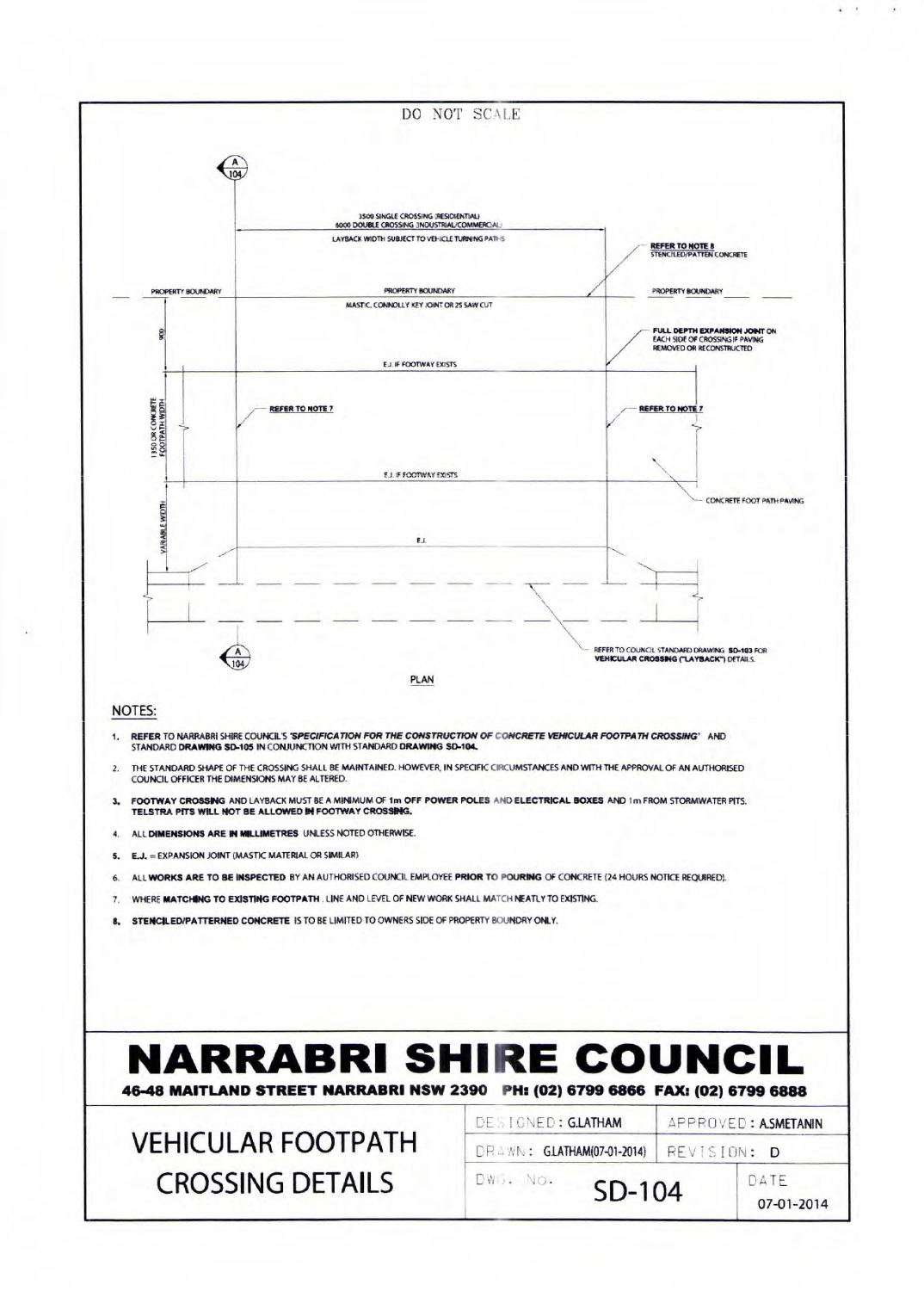DO NOT SCALE

3500 SINGLE CROSSING (RESIDENTIAL)
6000 DOUBLE CROSSING (INDUSTRIAL/COMMERCIAL)
LAYBACK WIDTH SUBJECT TO VEHICLE TURNING PATHS

REFER TO NOTE 8
STENCILED/PATTEN CONCRETE

PROPERTY BOUNDARY

MASTIC, CONNOLLY KEY JOINT OR 25 SAW CUT

FULL DEPTH EXPANSION JOINT ON EACH SIDE OF CROSSING IF PAVING REMOVED OR RECONSTRUCTED

900

E.J. IF FOOTWAY EXISTS

1350 OR CONCRETE FOOTPATH WIDTH

REFER TO NOTE 7

CONCRETE FOOT PATH PAVING

VARIABLE WIDTH

E.J.

REFER TO COUNCIL STANDARD DRAWING **SD-103** FOR **VEHICULAR CROSSING ("LAYBACK")** DETAILS.

PLAN

## NOTES:

1. **REFER** TO NARRABRI SHIRE COUNCIL'S ***'SPECIFICATION FOR THE CONSTRUCTION OF CONCRETE VEHICULAR FOOTPATH CROSSING'*** AND STANDARD **DRAWING SD-105** IN CONJUNCTION WITH STANDARD **DRAWING SD-104.**
2. THE STANDARD SHAPE OF THE CROSSING SHALL BE MAINTAINED. HOWEVER, IN SPECIFIC CIRCUMSTANCES AND WITH THE APPROVAL OF AN AUTHORISED COUNCIL OFFICER THE DIMENSIONS MAY BE ALTERED.
3. **FOOTWAY CROSSING** AND LAYBACK MUST BE A MINIMUM OF **1m OFF POWER POLES AND ELECTRICAL BOXES** AND 1m FROM STORMWATER PITS. **TELSTRA PITS WILL NOT BE ALLOWED IN FOOTWAY CROSSING.**
4. ALL **DIMENSIONS ARE IN MILLIMETRES** UNLESS NOTED OTHERWISE.
5. **E.J.** = EXPANSION JOINT (MASTIC MATERIAL OR SIMILAR)
6. ALL **WORKS ARE TO BE INSPECTED** BY AN AUTHORISED COUNCIL EMPLOYEE **PRIOR TO POURING** OF CONCRETE (24 HOURS NOTICE REQUIRED).
7. WHERE **MATCHING TO EXISTING FOOTPATH**, LINE AND LEVEL OF NEW WORK SHALL MATCH NEATLY TO EXISTING.
8. **STENCILED/PATTERNED CONCRETE** IS TO BE LIMITED TO OWNERS SIDE OF PROPERTY BOUNDRY ONLY.

# NARRABRI SHIRE COUNCIL

**46-48 MAITLAND STREET NARRABRI NSW 2390 PH: (02) 6799 6866 FAX: (02) 6799 6888**

| VEHICULAR FOOTPATH CROSSING DETAILS | DESIGNED: G.LATHAM | APPROVED: A.SMETANIN |
|---|---|---|
| | DRAWN: G.LATHAM(07-01-2014) | REVISION: D |
| | DWG. No. SD-104 | DATE 07-01-2014 |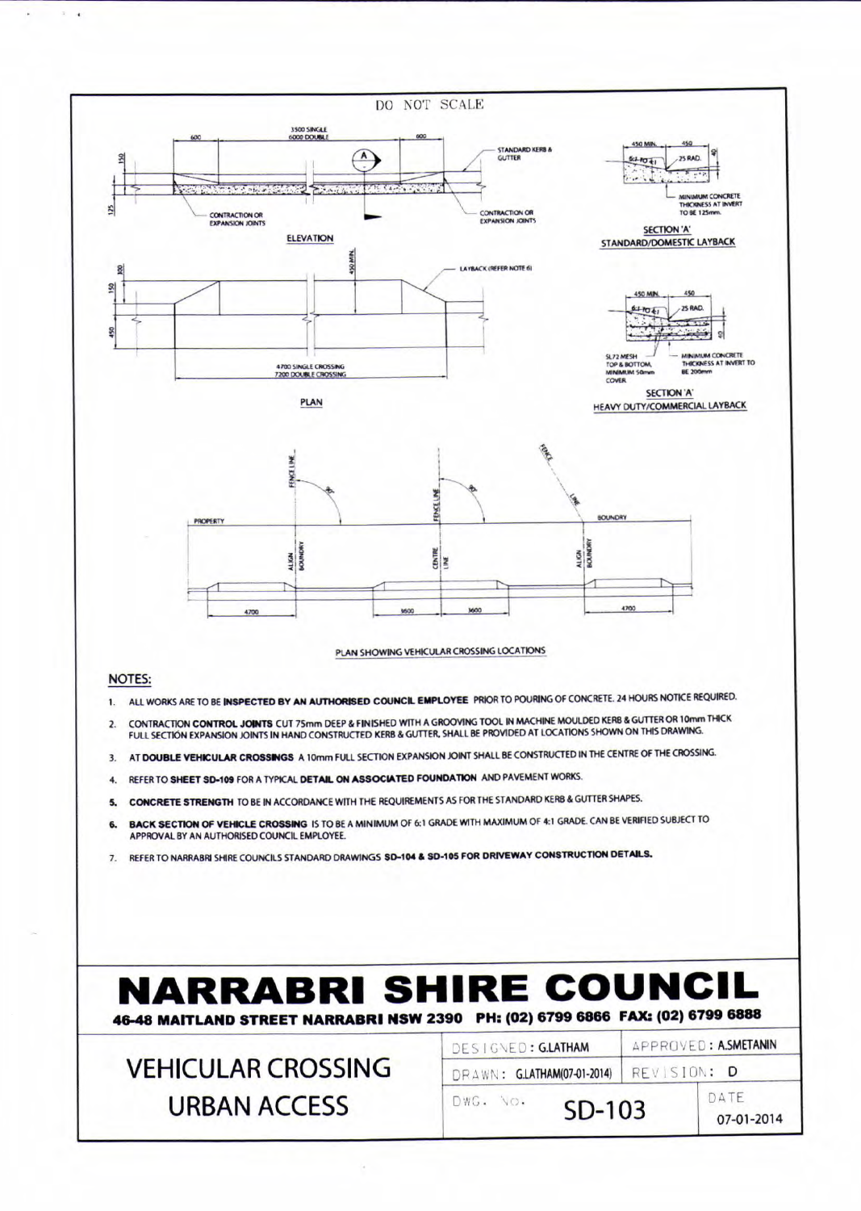DO NOT SCALE

ELEVATION

3500 SINGLE
6000 DOUBLE

600

600

150

125

STANDARD KERB & GUTTER

CONTRACTION OR EXPANSION JOINTS

CONTRACTION OR EXPANSION JOINTS

A

PLAN

300

150

450

450 MIN.

LAYBACK (REFER NOTE 6)

4700 SINGLE CROSSING
7200 DOUBLE CROSSING

SECTION 'A'
STANDARD/DOMESTIC LAYBACK

450 MIN.

450

6:1 TO 4:1

25 RAD.

MINIMUM CONCRETE THICKNESS AT INVERT TO BE 125mm.

SECTION 'A'
HEAVY DUTY/COMMERCIAL LAYBACK

450 MIN.

450

6:1 TO 4:1

25 RAD.

SL72 MESH TOP & BOTTOM, MINIMUM 50mm COVER

MINIMUM CONCRETE THICKNESS AT INVERT TO BE 200mm

PLAN SHOWING VEHICULAR CROSSING LOCATIONS

PROPERTY

BOUNDRY

FENCE LINE

FENCE LINE

FENCE LINE

90°

90°

ALIGN BOUNDRY

CENTRE LINE

ALIGN BOUNDRY

4700

3600

3600

4700

## NOTES:

1. ALL WORKS ARE TO BE **INSPECTED BY AN AUTHORISED COUNCIL EMPLOYEE** PRIOR TO POURING OF CONCRETE. 24 HOURS NOTICE REQUIRED.
2. CONTRACTION **CONTROL JOINTS** CUT 75mm DEEP & FINISHED WITH A GROOVING TOOL IN MACHINE MOULDED KERB & GUTTER OR 10mm THICK FULL SECTION EXPANSION JOINTS IN HAND CONSTRUCTED KERB & GUTTER, SHALL BE PROVIDED AT LOCATIONS SHOWN ON THIS DRAWING.
3. AT **DOUBLE VEHICULAR CROSSINGS** A 10mm FULL SECTION EXPANSION JOINT SHALL BE CONSTRUCTED IN THE CENTRE OF THE CROSSING.
4. REFER TO **SHEET SD-109** FOR A TYPICAL **DETAIL ON ASSOCIATED FOUNDATION** AND PAVEMENT WORKS.
5. **CONCRETE STRENGTH** TO BE IN ACCORDANCE WITH THE REQUIREMENTS AS FOR THE STANDARD KERB & GUTTER SHAPES.
6. **BACK SECTION OF VEHICLE CROSSING** IS TO BE A MINIMUM OF 6:1 GRADE WITH MAXIMUM OF 4:1 GRADE. CAN BE VERIFIED SUBJECT TO APPROVAL BY AN AUTHORISED COUNCIL EMPLOYEE.
7. REFER TO NARRABRI SHIRE COUNCILS STANDARD DRAWINGS **SD-104 & SD-105 FOR DRIVEWAY CONSTRUCTION DETAILS.**

# NARRABRI SHIRE COUNCIL

**46-48 MAITLAND STREET NARRABRI NSW 2390 PH: (02) 6799 6866 FAX: (02) 6799 6888**

| | | |
|---|---|---|
| VEHICULAR CROSSING URBAN ACCESS | DESIGNED: G.LATHAM | APPROVED: A.SMETANIN |
| | DRAWN: G.LATHAM(07-01-2014) | REVISION: D |
| | DWG. No. SD-103 | DATE 07-01-2014 |